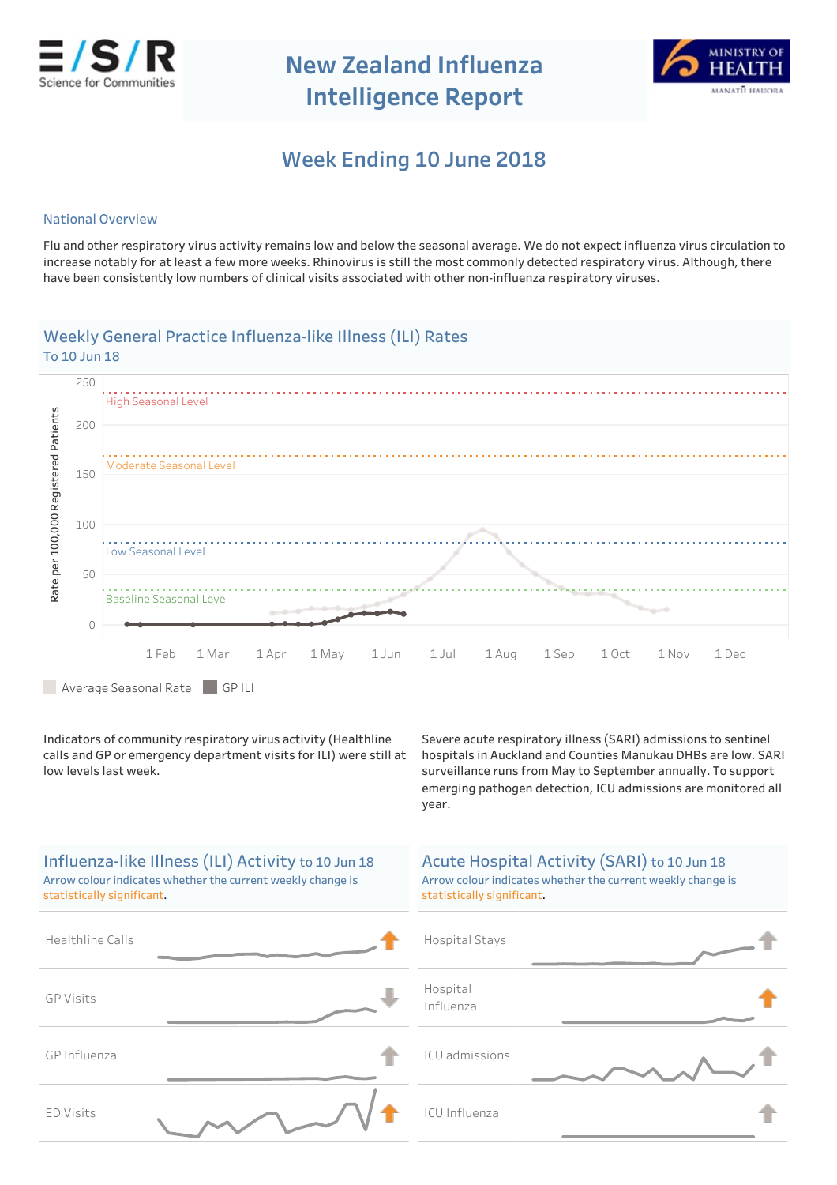# New Zealand Influenza Intelligence Report

## Week Ending 10 June 2018

### National Overview

Flu and other respiratory virus activity remains low and below the seasonal average. We do not expect influenza virus circulation to increase notably for at least a few more weeks. Rhinovirus is still the most commonly detected respiratory virus. Although, there have been consistently low numbers of clinical visits associated with other non-influenza respiratory viruses.

### Weekly General Practice Influenza-like Illness (ILI) Rates

To 10 Jun 18

Rate per 100,000 Registered Patients: 0, 50, 100, 150, 200, 250

High Seasonal Level
Moderate Seasonal Level
Low Seasonal Level
Baseline Seasonal Level

1 Feb, 1 Mar, 1 Apr, 1 May, 1 Jun, 1 Jul, 1 Aug, 1 Sep, 1 Oct, 1 Nov, 1 Dec

Average Seasonal Rate | GP ILI

Indicators of community respiratory virus activity (Healthline calls and GP or emergency department visits for ILI) were still at low levels last week.

Severe acute respiratory illness (SARI) admissions to sentinel hospitals in Auckland and Counties Manukau DHBs are low. SARI surveillance runs from May to September annually. To support emerging pathogen detection, ICU admissions are monitored all year.

### Influenza-like Illness (ILI) Activity to 10 Jun 18

Arrow colour indicates whether the current weekly change is statistically significant.

- Healthline Calls
- GP Visits
- GP Influenza
- ED Visits

### Acute Hospital Activity (SARI) to 10 Jun 18

Arrow colour indicates whether the current weekly change is statistically significant.

- Hospital Stays
- Hospital Influenza
- ICU admissions
- ICU Influenza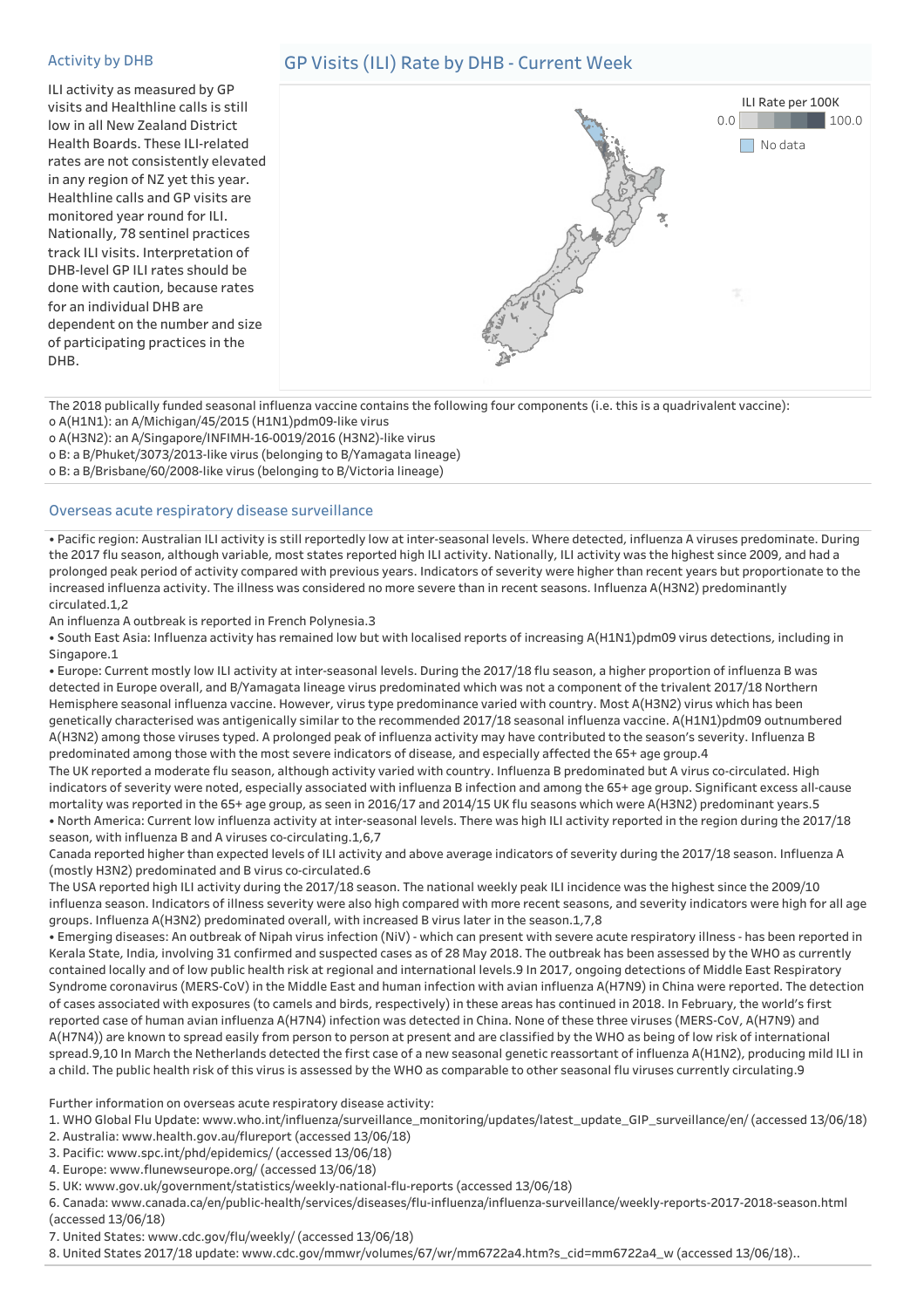## Activity by DHB

ILI activity as measured by GP visits and Healthline calls is still low in all New Zealand District Health Boards. These ILI-related rates are not consistently elevated in any region of NZ yet this year. Healthline calls and GP visits are monitored year round for ILI. Nationally, 78 sentinel practices track ILI visits. Interpretation of DHB-level GP ILI rates should be done with caution, because rates for an individual DHB are dependent on the number and size of participating practices in the DHB.

## GP Visits (ILI) Rate by DHB - Current Week

ILI Rate per 100K

0.0

100.0

No data

The 2018 publically funded seasonal influenza vaccine contains the following four components (i.e. this is a quadrivalent vaccine):

- o A(H1N1): an A/Michigan/45/2015 (H1N1)pdm09-like virus
- o A(H3N2): an A/Singapore/INFIMH-16-0019/2016 (H3N2)-like virus
- o B: a B/Phuket/3073/2013-like virus (belonging to B/Yamagata lineage)
- o B: a B/Brisbane/60/2008-like virus (belonging to B/Victoria lineage)

## Overseas acute respiratory disease surveillance

• Pacific region: Australian ILI activity is still reportedly low at inter-seasonal levels. Where detected, influenza A viruses predominate. During the 2017 flu season, although variable, most states reported high ILI activity. Nationally, ILI activity was the highest since 2009, and had a prolonged peak period of activity compared with previous years. Indicators of severity were higher than recent years but proportionate to the increased influenza activity. The illness was considered no more severe than in recent seasons. Influenza A(H3N2) predominantly circulated.1,2

An influenza A outbreak is reported in French Polynesia.3

• South East Asia: Influenza activity has remained low but with localised reports of increasing A(H1N1)pdm09 virus detections, including in Singapore.1

• Europe: Current mostly low ILI activity at inter-seasonal levels. During the 2017/18 flu season, a higher proportion of influenza B was detected in Europe overall, and B/Yamagata lineage virus predominated which was not a component of the trivalent 2017/18 Northern Hemisphere seasonal influenza vaccine. However, virus type predominance varied with country. Most A(H3N2) virus which has been genetically characterised was antigenically similar to the recommended 2017/18 seasonal influenza vaccine. A(H1N1)pdm09 outnumbered A(H3N2) among those viruses typed. A prolonged peak of influenza activity may have contributed to the season's severity. Influenza B predominated among those with the most severe indicators of disease, and especially affected the 65+ age group.4

The UK reported a moderate flu season, although activity varied with country. Influenza B predominated but A virus co-circulated. High indicators of severity were noted, especially associated with influenza B infection and among the 65+ age group. Significant excess all-cause mortality was reported in the 65+ age group, as seen in 2016/17 and 2014/15 UK flu seasons which were A(H3N2) predominant years.5

• North America: Current low influenza activity at inter-seasonal levels. There was high ILI activity reported in the region during the 2017/18 season, with influenza B and A viruses co-circulating.1,6,7

Canada reported higher than expected levels of ILI activity and above average indicators of severity during the 2017/18 season. Influenza A (mostly H3N2) predominated and B virus co-circulated.6

The USA reported high ILI activity during the 2017/18 season. The national weekly peak ILI incidence was the highest since the 2009/10 influenza season. Indicators of illness severity were also high compared with more recent seasons, and severity indicators were high for all age groups. Influenza A(H3N2) predominated overall, with increased B virus later in the season.1,7,8

• Emerging diseases: An outbreak of Nipah virus infection (NiV) - which can present with severe acute respiratory illness - has been reported in Kerala State, India, involving 31 confirmed and suspected cases as of 28 May 2018. The outbreak has been assessed by the WHO as currently contained locally and of low public health risk at regional and international levels.9 In 2017, ongoing detections of Middle East Respiratory Syndrome coronavirus (MERS-CoV) in the Middle East and human infection with avian influenza A(H7N9) in China were reported. The detection of cases associated with exposures (to camels and birds, respectively) in these areas has continued in 2018. In February, the world's first reported case of human avian influenza A(H7N4) infection was detected in China. None of these three viruses (MERS-CoV, A(H7N9) and A(H7N4)) are known to spread easily from person to person at present and are classified by the WHO as being of low risk of international spread.9,10 In March the Netherlands detected the first case of a new seasonal genetic reassortant of influenza A(H1N2), producing mild ILI in a child. The public health risk of this virus is assessed by the WHO as comparable to other seasonal flu viruses currently circulating.9

Further information on overseas acute respiratory disease activity:

1. WHO Global Flu Update: www.who.int/influenza/surveillance_monitoring/updates/latest_update_GIP_surveillance/en/ (accessed 13/06/18)
2. Australia: www.health.gov.au/flureport (accessed 13/06/18)
3. Pacific: www.spc.int/phd/epidemics/ (accessed 13/06/18)
4. Europe: www.flunewseurope.org/ (accessed 13/06/18)
5. UK: www.gov.uk/government/statistics/weekly-national-flu-reports (accessed 13/06/18)
6. Canada: www.canada.ca/en/public-health/services/diseases/flu-influenza/influenza-surveillance/weekly-reports-2017-2018-season.html (accessed 13/06/18)
7. United States: www.cdc.gov/flu/weekly/ (accessed 13/06/18)
8. United States 2017/18 update: www.cdc.gov/mmwr/volumes/67/wr/mm6722a4.htm?s_cid=mm6722a4_w (accessed 13/06/18)..